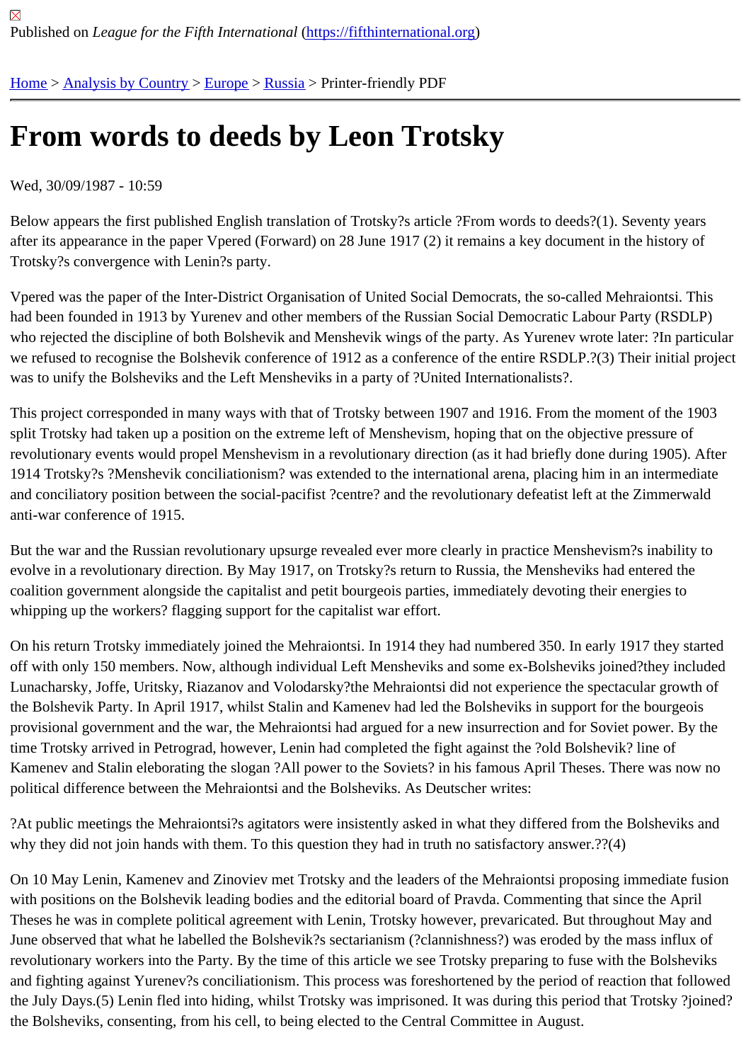Published on *League for the Fifth International* (https://fifthinternational.org)

Home > Analysis by Country > Europe > Russia > Printer-friendly PDF

# From words to deeds by Leon Trotsky

Wed, 30/09/1987 - 10:59

Below appears the first published English translation of Trotsky?s article ?From words to deeds?(1). Seventy years after its appearance in the paper Vpered (Forward) on 28 June 1917 (2) it remains a key document in the history of Trotsky?s convergence with Lenin?s party.

Vpered was the paper of the Inter-District Organisation of United Social Democrats, the so-called Mehraiontsi. This had been founded in 1913 by Yurenev and other members of the Russian Social Democratic Labour Party (RSDLP) who rejected the discipline of both Bolshevik and Menshevik wings of the party. As Yurenev wrote later: ?In particular we refused to recognise the Bolshevik conference of 1912 as a conference of the entire RSDLP.?(3) Their initial project was to unify the Bolsheviks and the Left Mensheviks in a party of ?United Internationalists?.

This project corresponded in many ways with that of Trotsky between 1907 and 1916. From the moment of the 1903 split Trotsky had taken up a position on the extreme left of Menshevism, hoping that on the objective pressure of revolutionary events would propel Menshevism in a revolutionary direction (as it had briefly done during 1905). After 1914 Trotsky?s ?Menshevik conciliationism? was extended to the international arena, placing him in an intermediate and conciliatory position between the social-pacifist ?centre? and the revolutionary defeatist left at the Zimmerwald anti-war conference of 1915.

But the war and the Russian revolutionary upsurge revealed ever more clearly in practice Menshevism?s inability to evolve in a revolutionary direction. By May 1917, on Trotsky?s return to Russia, the Mensheviks had entered the coalition government alongside the capitalist and petit bourgeois parties, immediately devoting their energies to whipping up the workers? flagging support for the capitalist war effort.

On his return Trotsky immediately joined the Mehraiontsi. In 1914 they had numbered 350. In early 1917 they started off with only 150 members. Now, although individual Left Mensheviks and some ex-Bolsheviks joined?they included Lunacharsky, Joffe, Uritsky, Riazanov and Volodarsky?the Mehraiontsi did not experience the spectacular growth of the Bolshevik Party. In April 1917, whilst Stalin and Kamenev had led the Bolsheviks in support for the bourgeois provisional government and the war, the Mehraiontsi had argued for a new insurrection and for Soviet power. By the time Trotsky arrived in Petrograd, however, Lenin had completed the fight against the ?old Bolshevik? line of Kamenev and Stalin eleborating the slogan ?All power to the Soviets? in his famous April Theses. There was now no political difference between the Mehraiontsi and the Bolsheviks. As Deutscher writes:

?At public meetings the Mehraiontsi?s agitators were insistently asked in what they differed from the Bolsheviks and why they did not join hands with them. To this question they had in truth no satisfactory answer.??(4)

On 10 May Lenin, Kamenev and Zinoviev met Trotsky and the leaders of the Mehraiontsi proposing immediate fusion with positions on the Bolshevik leading bodies and the editorial board of Pravda. Commenting that since the April Theses he was in complete political agreement with Lenin, Trotsky however, prevaricated. But throughout May and June observed that what he labelled the Bolshevik?s sectarianism (?clannishness?) was eroded by the mass influx of revolutionary workers into the Party. By the time of this article we see Trotsky preparing to fuse with the Bolsheviks and fighting against Yurenev?s conciliationism. This process was foreshortened by the period of reaction that followed the July Days.(5) Lenin fled into hiding, whilst Trotsky was imprisoned. It was during this period that Trotsky ?joined? the Bolsheviks, consenting, from his cell, to being elected to the Central Committee in August.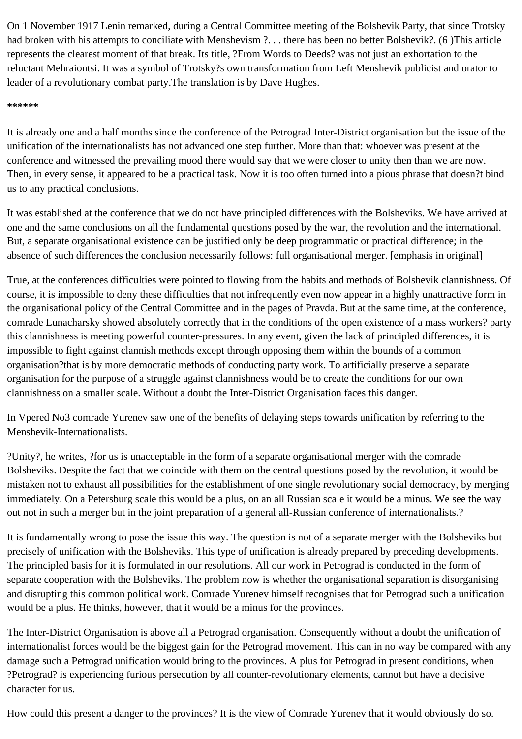On 1 November 1917 Lenin remarked, during a Central Committee meeting of the Bolshevik Party, that since Trotsky had broken with his attempts to conciliate with Menshevism ?. . . there has been no better Bolshevik?. (6 )This article represents the clearest moment of that break. Its title, ?From Words to Deeds? was not just an exhortation to the reluctant Mehraiontsi. It was a symbol of Trotsky?s own transformation from Left Menshevik publicist and orator to leader of a revolutionary combat party.The translation is by Dave Hughes.

******

It is already one and a half months since the conference of the Petrograd Inter-District organisation but the issue of the unification of the internationalists has not advanced one step further. More than that: whoever was present at the conference and witnessed the prevailing mood there would say that we were closer to unity then than we are now. Then, in every sense, it appeared to be a practical task. Now it is too often turned into a pious phrase that doesn?t bind us to any practical conclusions.

It was established at the conference that we do not have principled differences with the Bolsheviks. We have arrived at one and the same conclusions on all the fundamental questions posed by the war, the revolution and the international. But, a separate organisational existence can be justified only be deep programmatic or practical difference; in the absence of such differences the conclusion necessarily follows: full organisational merger. [emphasis in original]

True, at the conferences difficulties were pointed to flowing from the habits and methods of Bolshevik clannishness. Of course, it is impossible to deny these difficulties that not infrequently even now appear in a highly unattractive form in the organisational policy of the Central Committee and in the pages of Pravda. But at the same time, at the conference, comrade Lunacharsky showed absolutely correctly that in the conditions of the open existence of a mass workers? party this clannishness is meeting powerful counter-pressures. In any event, given the lack of principled differences, it is impossible to fight against clannish methods except through opposing them within the bounds of a common organisation?that is by more democratic methods of conducting party work. To artificially preserve a separate organisation for the purpose of a struggle against clannishness would be to create the conditions for our own clannishness on a smaller scale. Without a doubt the Inter-District Organisation faces this danger.

In Vpered No3 comrade Yurenev saw one of the benefits of delaying steps towards unification by referring to the Menshevik-Internationalists.

?Unity?, he writes, ?for us is unacceptable in the form of a separate organisational merger with the comrade Bolsheviks. Despite the fact that we coincide with them on the central questions posed by the revolution, it would be mistaken not to exhaust all possibilities for the establishment of one single revolutionary social democracy, by merging immediately. On a Petersburg scale this would be a plus, on an all Russian scale it would be a minus. We see the way out not in such a merger but in the joint preparation of a general all-Russian conference of internationalists.?

It is fundamentally wrong to pose the issue this way. The question is not of a separate merger with the Bolsheviks but precisely of unification with the Bolsheviks. This type of unification is already prepared by preceding developments. The principled basis for it is formulated in our resolutions. All our work in Petrograd is conducted in the form of separate cooperation with the Bolsheviks. The problem now is whether the organisational separation is disorganising and disrupting this common political work. Comrade Yurenev himself recognises that for Petrograd such a unification would be a plus. He thinks, however, that it would be a minus for the provinces.

The Inter-District Organisation is above all a Petrograd organisation. Consequently without a doubt the unification of internationalist forces would be the biggest gain for the Petrograd movement. This can in no way be compared with any damage such a Petrograd unification would bring to the provinces. A plus for Petrograd in present conditions, when ?Petrograd? is experiencing furious persecution by all counter-revolutionary elements, cannot but have a decisive character for us.

How could this present a danger to the provinces? It is the view of Comrade Yurenev that it would obviously do so.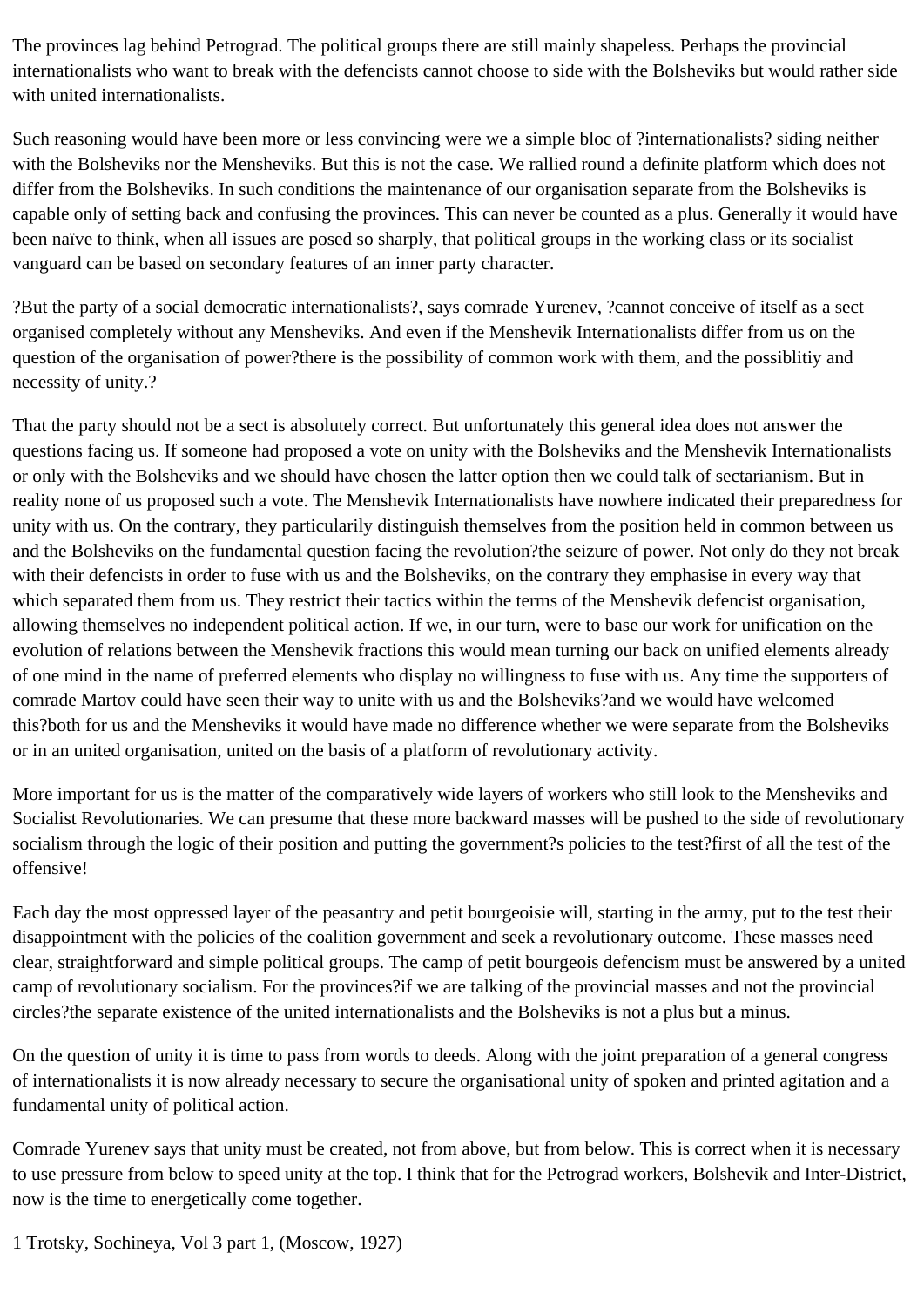The provinces lag behind Petrograd. The political groups there are still mainly shapeless. Perhaps the provincial internationalists who want to break with the defencists cannot choose to side with the Bolsheviks but would rather side with united internationalists.

Such reasoning would have been more or less convincing were we a simple bloc of ?internationalists? siding neither with the Bolsheviks nor the Mensheviks. But this is not the case. We rallied round a definite platform which does not differ from the Bolsheviks. In such conditions the maintenance of our organisation separate from the Bolsheviks is capable only of setting back and confusing the provinces. This can never be counted as a plus. Generally it would have been naïve to think, when all issues are posed so sharply, that political groups in the working class or its socialist vanguard can be based on secondary features of an inner party character.

?But the party of a social democratic internationalists?, says comrade Yurenev, ?cannot conceive of itself as a sect organised completely without any Mensheviks. And even if the Menshevik Internationalists differ from us on the question of the organisation of power?there is the possibility of common work with them, and the possiblitiy and necessity of unity.?

That the party should not be a sect is absolutely correct. But unfortunately this general idea does not answer the questions facing us. If someone had proposed a vote on unity with the Bolsheviks and the Menshevik Internationalists or only with the Bolsheviks and we should have chosen the latter option then we could talk of sectarianism. But in reality none of us proposed such a vote. The Menshevik Internationalists have nowhere indicated their preparedness for unity with us. On the contrary, they particularily distinguish themselves from the position held in common between us and the Bolsheviks on the fundamental question facing the revolution?the seizure of power. Not only do they not break with their defencists in order to fuse with us and the Bolsheviks, on the contrary they emphasise in every way that which separated them from us. They restrict their tactics within the terms of the Menshevik defencist organisation, allowing themselves no independent political action. If we, in our turn, were to base our work for unification on the evolution of relations between the Menshevik fractions this would mean turning our back on unified elements already of one mind in the name of preferred elements who display no willingness to fuse with us. Any time the supporters of comrade Martov could have seen their way to unite with us and the Bolsheviks?and we would have welcomed this?both for us and the Mensheviks it would have made no difference whether we were separate from the Bolsheviks or in an united organisation, united on the basis of a platform of revolutionary activity.

More important for us is the matter of the comparatively wide layers of workers who still look to the Mensheviks and Socialist Revolutionaries. We can presume that these more backward masses will be pushed to the side of revolutionary socialism through the logic of their position and putting the government?s policies to the test?first of all the test of the offensive!

Each day the most oppressed layer of the peasantry and petit bourgeoisie will, starting in the army, put to the test their disappointment with the policies of the coalition government and seek a revolutionary outcome. These masses need clear, straightforward and simple political groups. The camp of petit bourgeois defencism must be answered by a united camp of revolutionary socialism. For the provinces?if we are talking of the provincial masses and not the provincial circles?the separate existence of the united internationalists and the Bolsheviks is not a plus but a minus.

On the question of unity it is time to pass from words to deeds. Along with the joint preparation of a general congress of internationalists it is now already necessary to secure the organisational unity of spoken and printed agitation and a fundamental unity of political action.

Comrade Yurenev says that unity must be created, not from above, but from below. This is correct when it is necessary to use pressure from below to speed unity at the top. I think that for the Petrograd workers, Bolshevik and Inter-District, now is the time to energetically come together.

1 Trotsky, Sochineya, Vol 3 part 1, (Moscow, 1927)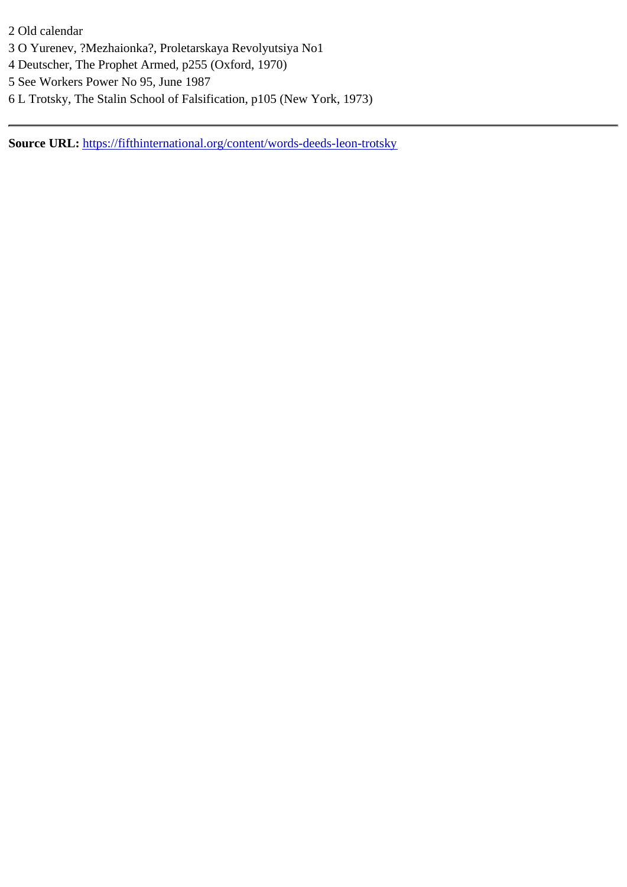2 Old calendar

3 O Yurenev, ?Mezhaionka?, Proletarskaya Revolyutsiya No1

4 Deutscher, The Prophet Armed, p255 (Oxford, 1970)

5 See Workers Power No 95, June 1987

6 L Trotsky, The Stalin School of Falsification, p105 (New York, 1973)

---

**Source URL:** https://fifthinternational.org/content/words-deeds-leon-trotsky